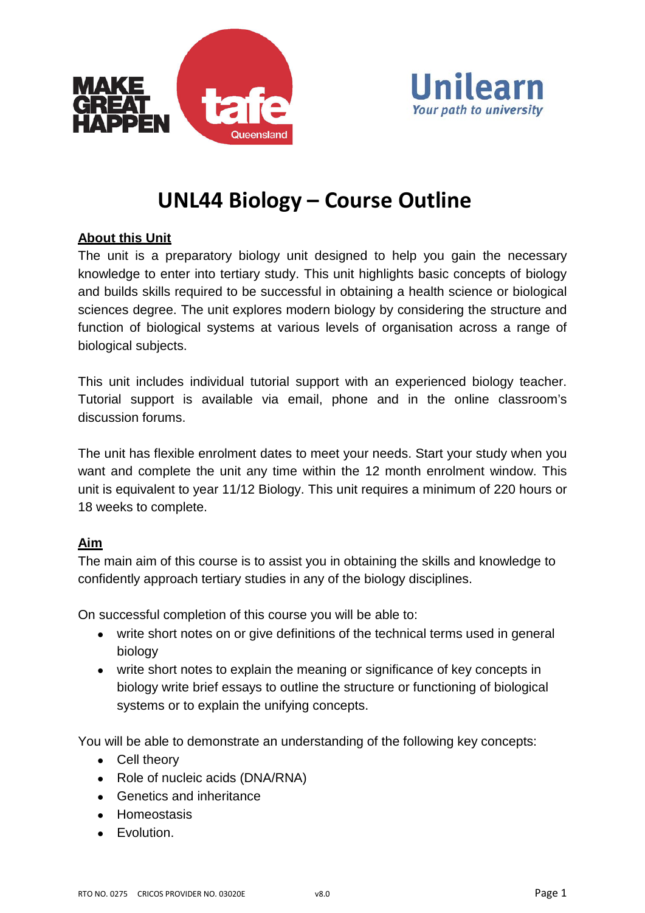# UNL44 Biology – Course Outline

**About this Unit**

The unit is a preparatory biology unit designed to help you gain the necessary knowledge to enter into tertiary study. This unit highlights basic concepts of biology and builds skills required to be successful in obtaining a health science or biological sciences degree. The unit explores modern biology by considering the structure and function of biological systems at various levels of organisation across a range of biological subjects.

This unit includes individual tutorial support with an experienced biology teacher. Tutorial support is available via email, phone and in the online classroom's discussion forums.

The unit has flexible enrolment dates to meet your needs. Start your study when you want and complete the unit any time within the 12 month enrolment window. This unit is equivalent to year 11/12 Biology. This unit requires a minimum of 220 hours or 18 weeks to complete.

**Aim**

The main aim of this course is to assist you in obtaining the skills and knowledge to confidently approach tertiary studies in any of the biology disciplines.

On successful completion of this course you will be able to:

- write short notes on or give definitions of the technical terms used in general biology
- write short notes to explain the meaning or significance of key concepts in biology write brief essays to outline the structure or functioning of biological systems or to explain the unifying concepts.

You will be able to demonstrate an understanding of the following key concepts:

- Cell theory
- Role of nucleic acids (DNA/RNA)
- Genetics and inheritance
- Homeostasis
- Evolution.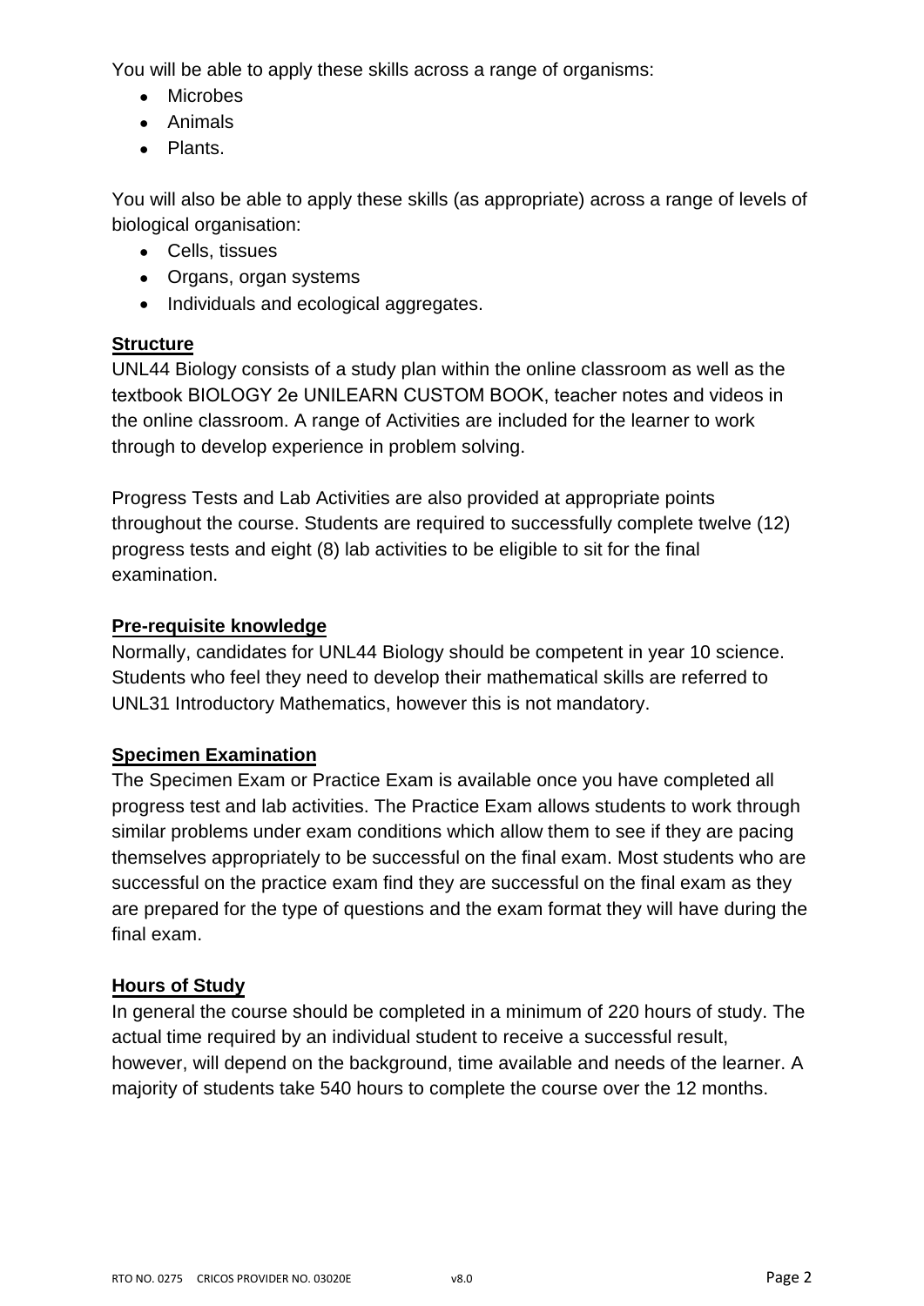You will be able to apply these skills across a range of organisms:

- Microbes
- Animals
- Plants.

You will also be able to apply these skills (as appropriate) across a range of levels of biological organisation:

- Cells, tissues
- Organs, organ systems
- Individuals and ecological aggregates.

## Structure

UNL44 Biology consists of a study plan within the online classroom as well as the textbook BIOLOGY 2e UNILEARN CUSTOM BOOK, teacher notes and videos in the online classroom. A range of Activities are included for the learner to work through to develop experience in problem solving.

Progress Tests and Lab Activities are also provided at appropriate points throughout the course. Students are required to successfully complete twelve (12) progress tests and eight (8) lab activities to be eligible to sit for the final examination.

## Pre-requisite knowledge

Normally, candidates for UNL44 Biology should be competent in year 10 science. Students who feel they need to develop their mathematical skills are referred to UNL31 Introductory Mathematics, however this is not mandatory.

## Specimen Examination

The Specimen Exam or Practice Exam is available once you have completed all progress test and lab activities. The Practice Exam allows students to work through similar problems under exam conditions which allow them to see if they are pacing themselves appropriately to be successful on the final exam. Most students who are successful on the practice exam find they are successful on the final exam as they are prepared for the type of questions and the exam format they will have during the final exam.

## Hours of Study

In general the course should be completed in a minimum of 220 hours of study. The actual time required by an individual student to receive a successful result, however, will depend on the background, time available and needs of the learner. A majority of students take 540 hours to complete the course over the 12 months.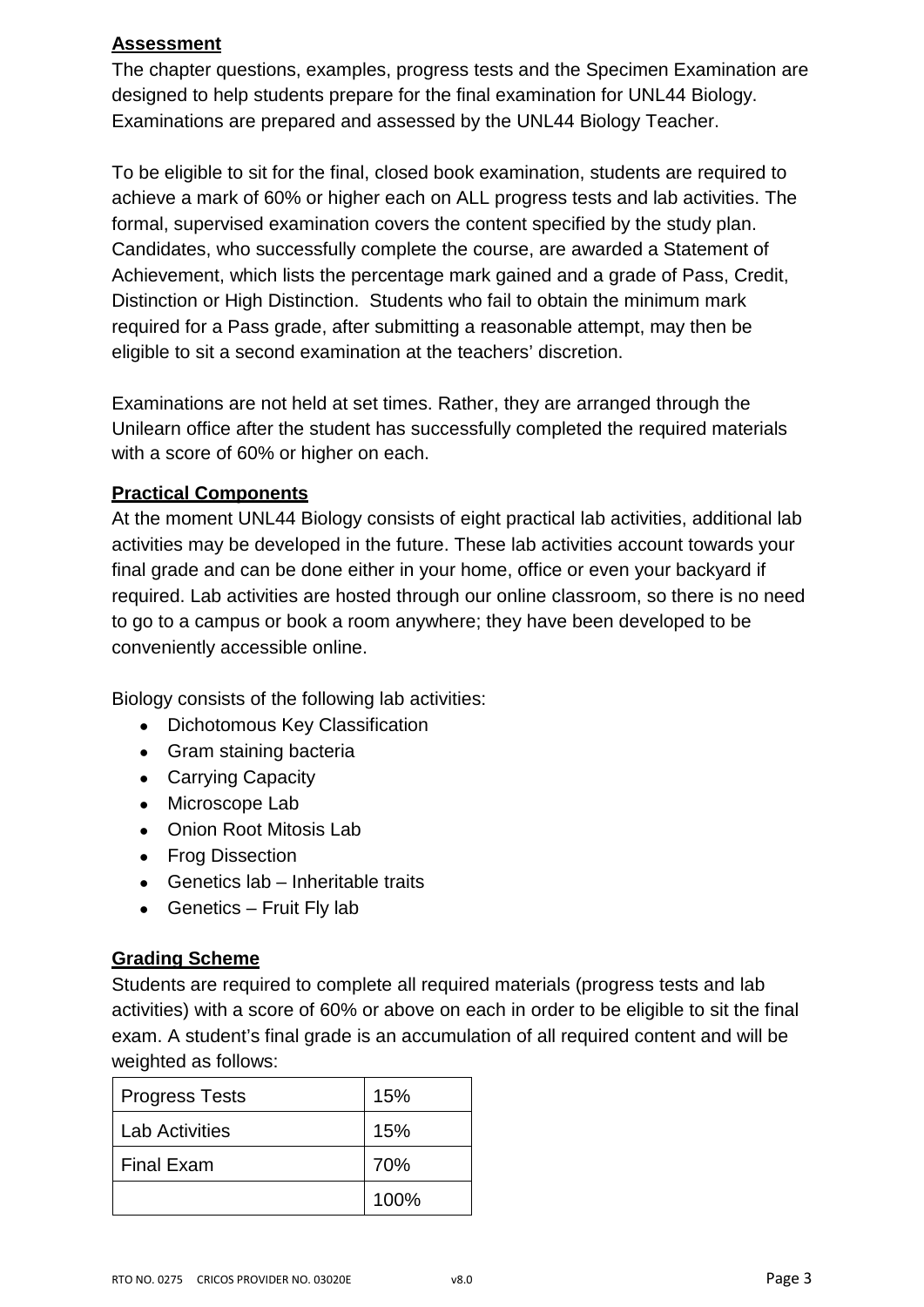**Assessment**

The chapter questions, examples, progress tests and the Specimen Examination are designed to help students prepare for the final examination for UNL44 Biology. Examinations are prepared and assessed by the UNL44 Biology Teacher.

To be eligible to sit for the final, closed book examination, students are required to achieve a mark of 60% or higher each on ALL progress tests and lab activities. The formal, supervised examination covers the content specified by the study plan. Candidates, who successfully complete the course, are awarded a Statement of Achievement, which lists the percentage mark gained and a grade of Pass, Credit, Distinction or High Distinction. Students who fail to obtain the minimum mark required for a Pass grade, after submitting a reasonable attempt, may then be eligible to sit a second examination at the teachers' discretion.

Examinations are not held at set times. Rather, they are arranged through the Unilearn office after the student has successfully completed the required materials with a score of 60% or higher on each.

**Practical Components**

At the moment UNL44 Biology consists of eight practical lab activities, additional lab activities may be developed in the future. These lab activities account towards your final grade and can be done either in your home, office or even your backyard if required. Lab activities are hosted through our online classroom, so there is no need to go to a campus or book a room anywhere; they have been developed to be conveniently accessible online.

Biology consists of the following lab activities:

- Dichotomous Key Classification
- Gram staining bacteria
- Carrying Capacity
- Microscope Lab
- Onion Root Mitosis Lab
- Frog Dissection
- Genetics lab – Inheritable traits
- Genetics – Fruit Fly lab

**Grading Scheme**

Students are required to complete all required materials (progress tests and lab activities) with a score of 60% or above on each in order to be eligible to sit the final exam. A student's final grade is an accumulation of all required content and will be weighted as follows:

| Progress Tests | 15% |
|---|---|
| Lab Activities | 15% |
| Final Exam | 70% |
| | 100% |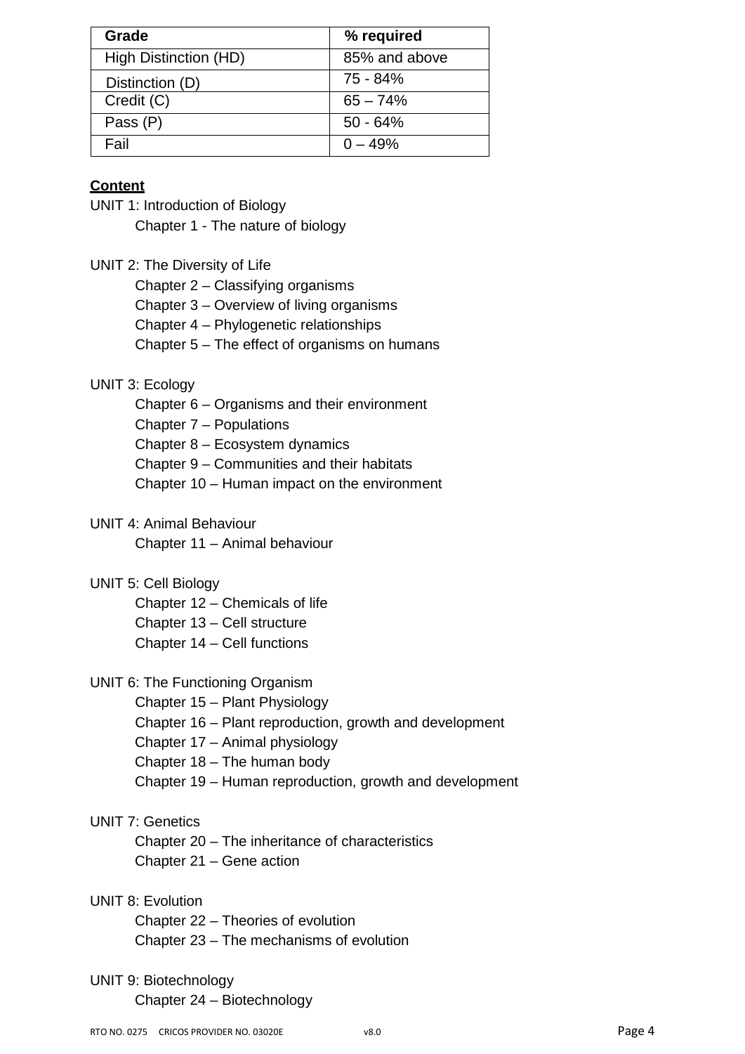| Grade | % required |
| --- | --- |
| High Distinction (HD) | 85% and above |
| Distinction (D) | 75 - 84% |
| Credit (C) | 65 – 74% |
| Pass (P) | 50 - 64% |
| Fail | 0 – 49% |

**Content**

UNIT 1: Introduction of Biology

- Chapter 1 - The nature of biology

UNIT 2: The Diversity of Life

- Chapter 2 – Classifying organisms
- Chapter 3 – Overview of living organisms
- Chapter 4 – Phylogenetic relationships
- Chapter 5 – The effect of organisms on humans

UNIT 3: Ecology

- Chapter 6 – Organisms and their environment
- Chapter 7 – Populations
- Chapter 8 – Ecosystem dynamics
- Chapter 9 – Communities and their habitats
- Chapter 10 – Human impact on the environment

UNIT 4: Animal Behaviour

- Chapter 11 – Animal behaviour

UNIT 5: Cell Biology

- Chapter 12 – Chemicals of life
- Chapter 13 – Cell structure
- Chapter 14 – Cell functions

UNIT 6: The Functioning Organism

- Chapter 15 – Plant Physiology
- Chapter 16 – Plant reproduction, growth and development
- Chapter 17 – Animal physiology
- Chapter 18 – The human body
- Chapter 19 – Human reproduction, growth and development

UNIT 7: Genetics

- Chapter 20 – The inheritance of characteristics
- Chapter 21 – Gene action

UNIT 8: Evolution

- Chapter 22 – Theories of evolution
- Chapter 23 – The mechanisms of evolution

UNIT 9: Biotechnology

- Chapter 24 – Biotechnology